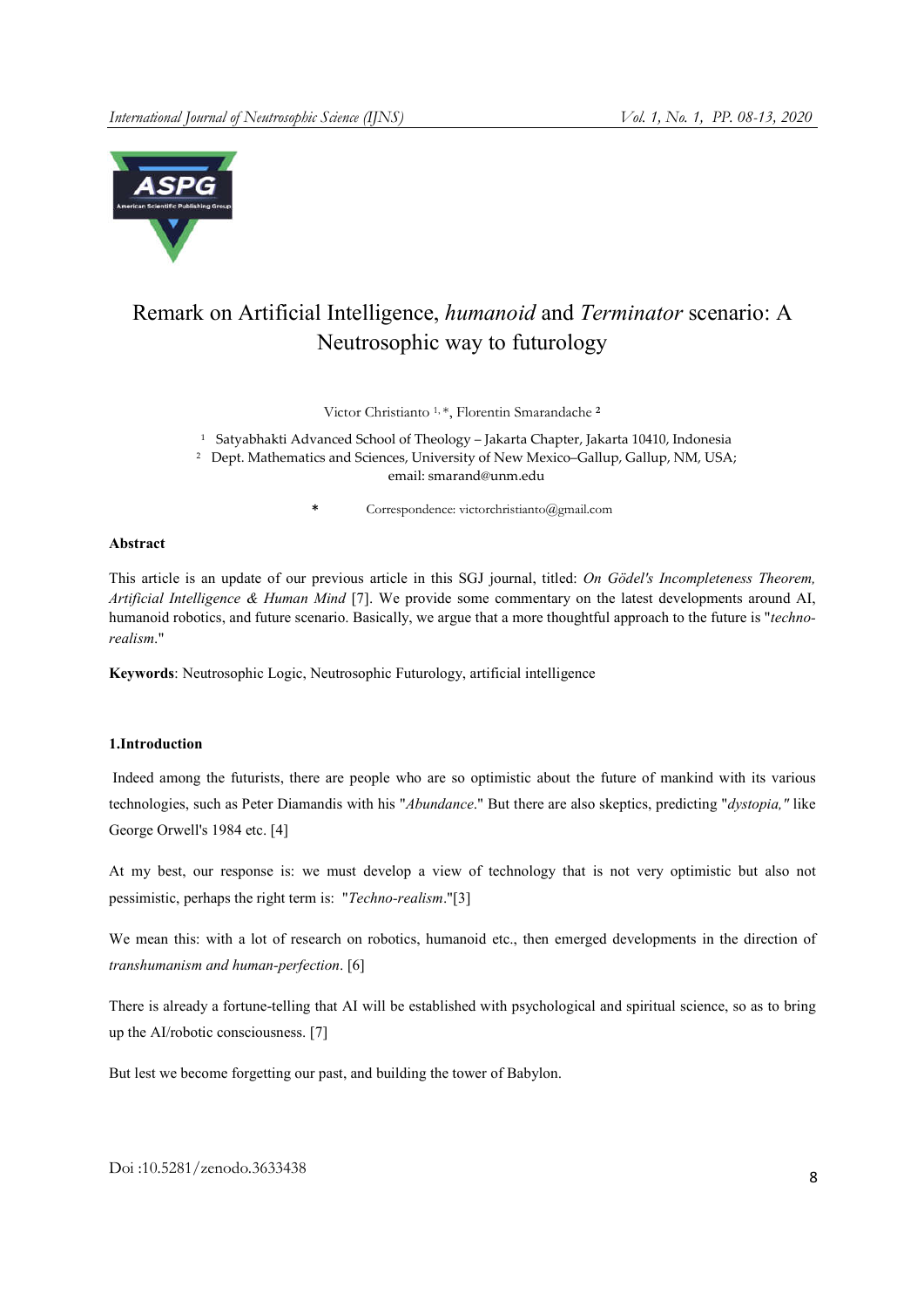# Remark on Artificial Intelligence, *humanoid* and *Terminator* scenario: A Neutrosophic way to futurology

Victor Christianto [1,*], Florentin Smarandache [2]

[1] Satyabhakti Advanced School of Theology – Jakarta Chapter, Jakarta 10410, Indonesia
[2] Dept. Mathematics and Sciences, University of New Mexico–Gallup, Gallup, NM, USA; email: smarand@unm.edu

\* Correspondence: victorchristianto@gmail.com

**Abstract**

This article is an update of our previous article in this SGJ journal, titled: *On Gödel's Incompleteness Theorem, Artificial Intelligence & Human Mind* [7]. We provide some commentary on the latest developments around AI, humanoid robotics, and future scenario. Basically, we argue that a more thoughtful approach to the future is "*techno-realism*."

**Keywords**: Neutrosophic Logic, Neutrosophic Futurology, artificial intelligence

## 1.Introduction

Indeed among the futurists, there are people who are so optimistic about the future of mankind with its various technologies, such as Peter Diamandis with his "*Abundance*." But there are also skeptics, predicting "*dystopia,"* like George Orwell's 1984 etc. [4]

At my best, our response is: we must develop a view of technology that is not very optimistic but also not pessimistic, perhaps the right term is: "*Techno-realism*."[3]

We mean this: with a lot of research on robotics, humanoid etc., then emerged developments in the direction of *transhumanism and human-perfection*. [6]

There is already a fortune-telling that AI will be established with psychological and spiritual science, so as to bring up the AI/robotic consciousness. [7]

But lest we become forgetting our past, and building the tower of Babylon.

Doi :10.5281/zenodo.3633438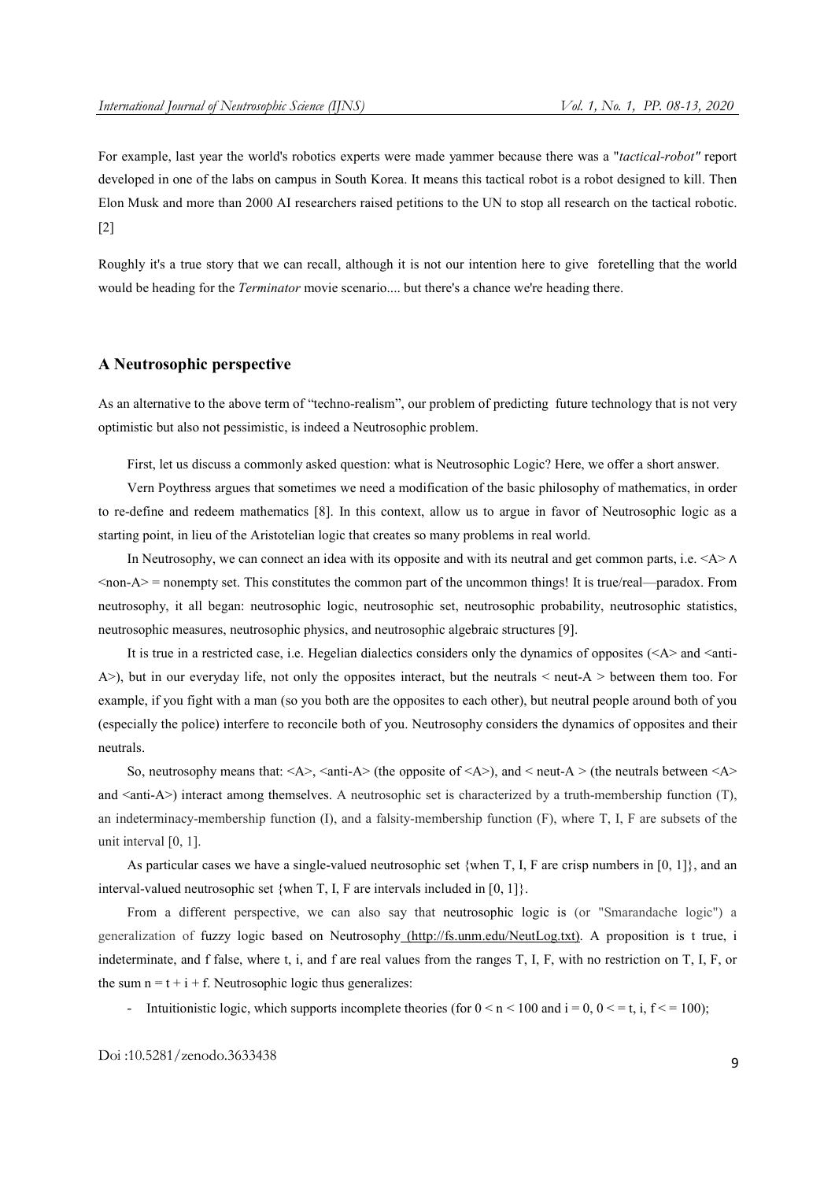For example, last year the world's robotics experts were made yammer because there was a "*tactical-robot"* report developed in one of the labs on campus in South Korea. It means this tactical robot is a robot designed to kill. Then Elon Musk and more than 2000 AI researchers raised petitions to the UN to stop all research on the tactical robotic. [2]

Roughly it's a true story that we can recall, although it is not our intention here to give foretelling that the world would be heading for the *Terminator* movie scenario.... but there's a chance we're heading there.

## A Neutrosophic perspective

As an alternative to the above term of "techno-realism", our problem of predicting future technology that is not very optimistic but also not pessimistic, is indeed a Neutrosophic problem.

First, let us discuss a commonly asked question: what is Neutrosophic Logic? Here, we offer a short answer.

Vern Poythress argues that sometimes we need a modification of the basic philosophy of mathematics, in order to re-define and redeem mathematics [8]. In this context, allow us to argue in favor of Neutrosophic logic as a starting point, in lieu of the Aristotelian logic that creates so many problems in real world.

In Neutrosophy, we can connect an idea with its opposite and with its neutral and get common parts, i.e. <A> ∧ <non-A> = nonempty set. This constitutes the common part of the uncommon things! It is true/real—paradox. From neutrosophy, it all began: neutrosophic logic, neutrosophic set, neutrosophic probability, neutrosophic statistics, neutrosophic measures, neutrosophic physics, and neutrosophic algebraic structures [9].

It is true in a restricted case, i.e. Hegelian dialectics considers only the dynamics of opposites (<A> and <anti-A>), but in our everyday life, not only the opposites interact, but the neutrals < neut-A > between them too. For example, if you fight with a man (so you both are the opposites to each other), but neutral people around both of you (especially the police) interfere to reconcile both of you. Neutrosophy considers the dynamics of opposites and their neutrals.

So, neutrosophy means that: <A>, <anti-A> (the opposite of <A>), and < neut-A > (the neutrals between <A> and <anti-A>) interact among themselves. A neutrosophic set is characterized by a truth-membership function (T), an indeterminacy-membership function (I), and a falsity-membership function (F), where T, I, F are subsets of the unit interval [0, 1].

As particular cases we have a single-valued neutrosophic set {when T, I, F are crisp numbers in [0, 1]}, and an interval-valued neutrosophic set {when T, I, F are intervals included in [0, 1]}.

From a different perspective, we can also say that neutrosophic logic is (or "Smarandache logic") a generalization of fuzzy logic based on Neutrosophy (http://fs.unm.edu/NeutLog.txt). A proposition is t true, i indeterminate, and f false, where t, i, and f are real values from the ranges T, I, F, with no restriction on T, I, F, or the sum $n = t + i + f$. Neutrosophic logic thus generalizes:

- Intuitionistic logic, which supports incomplete theories (for $0 < n < 100$ and $i = 0$, $0 <= t, i, f <= 100$);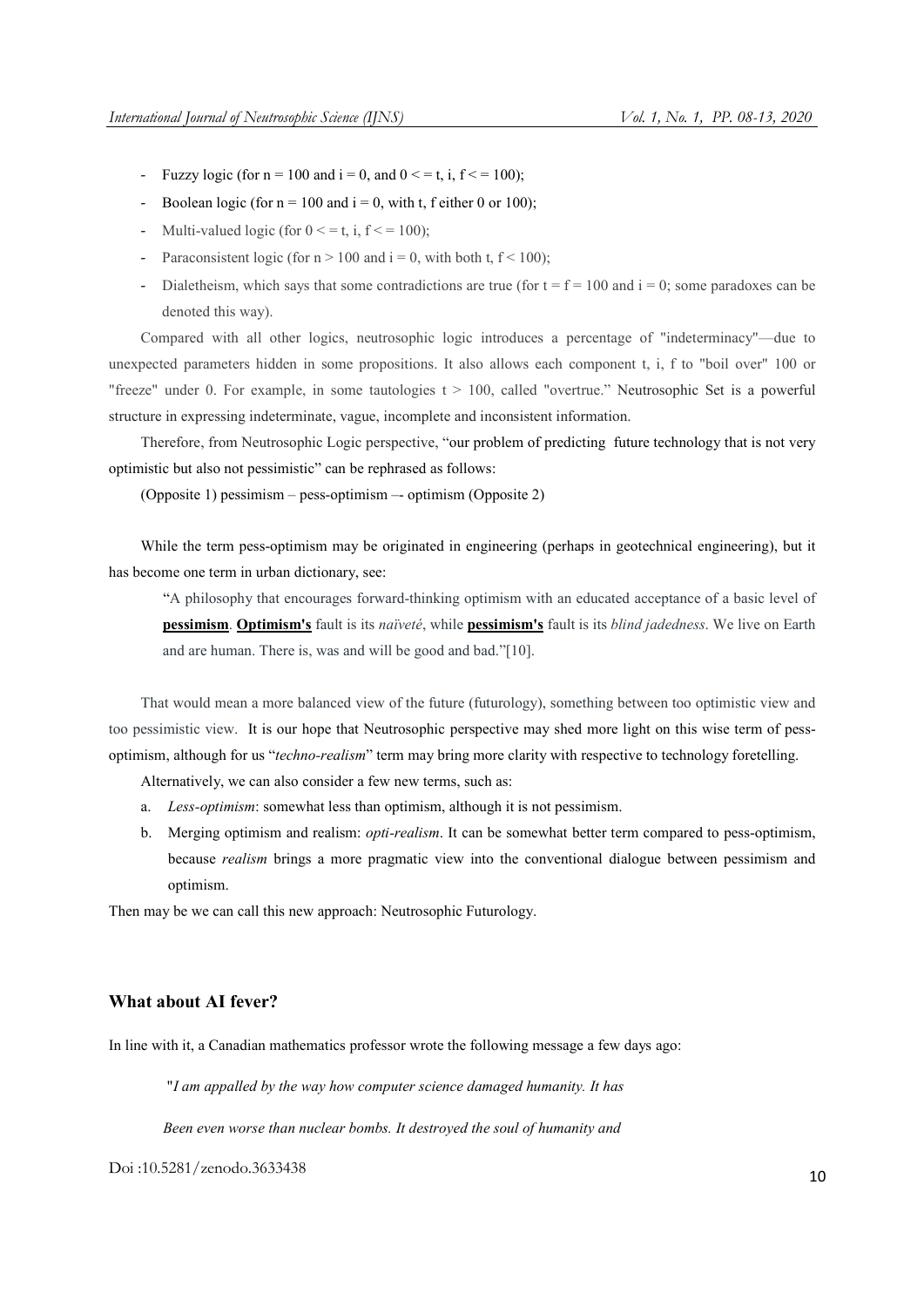- Fuzzy logic (for $n = 100$ and $i = 0$, and $0 <= t, i, f <= 100$);
- Boolean logic (for $n = 100$ and $i = 0$, with t, f either 0 or 100);
- Multi-valued logic (for $0 <= t, i, f <= 100$);
- Paraconsistent logic (for $n > 100$ and $i = 0$, with both $t, f < 100$);
- Dialetheism, which says that some contradictions are true (for $t = f = 100$ and $i = 0$; some paradoxes can be denoted this way).

Compared with all other logics, neutrosophic logic introduces a percentage of "indeterminacy"—due to unexpected parameters hidden in some propositions. It also allows each component t, i, f to "boil over" 100 or "freeze" under 0. For example, in some tautologies $t > 100$, called "overtrue." Neutrosophic Set is a powerful structure in expressing indeterminate, vague, incomplete and inconsistent information.

Therefore, from Neutrosophic Logic perspective, "our problem of predicting future technology that is not very optimistic but also not pessimistic" can be rephrased as follows:

(Opposite 1) pessimism – pess-optimism –- optimism (Opposite 2)

While the term pess-optimism may be originated in engineering (perhaps in geotechnical engineering), but it has become one term in urban dictionary, see:

> "A philosophy that encourages forward-thinking optimism with an educated acceptance of a basic level of **pessimism**. **Optimism's** fault is its *naïveté*, while **pessimism's** fault is its *blind jadedness*. We live on Earth and are human. There is, was and will be good and bad."[10].

That would mean a more balanced view of the future (futurology), something between too optimistic view and too pessimistic view. It is our hope that Neutrosophic perspective may shed more light on this wise term of pess-optimism, although for us "*techno-realism*" term may bring more clarity with respective to technology foretelling.

Alternatively, we can also consider a few new terms, such as:

a. *Less-optimism*: somewhat less than optimism, although it is not pessimism.
b. Merging optimism and realism: *opti-realism*. It can be somewhat better term compared to pess-optimism, because *realism* brings a more pragmatic view into the conventional dialogue between pessimism and optimism.

Then may be we can call this new approach: Neutrosophic Futurology.

## What about AI fever?

In line with it, a Canadian mathematics professor wrote the following message a few days ago:

"*I am appalled by the way how computer science damaged humanity. It has*

*Been even worse than nuclear bombs. It destroyed the soul of humanity and*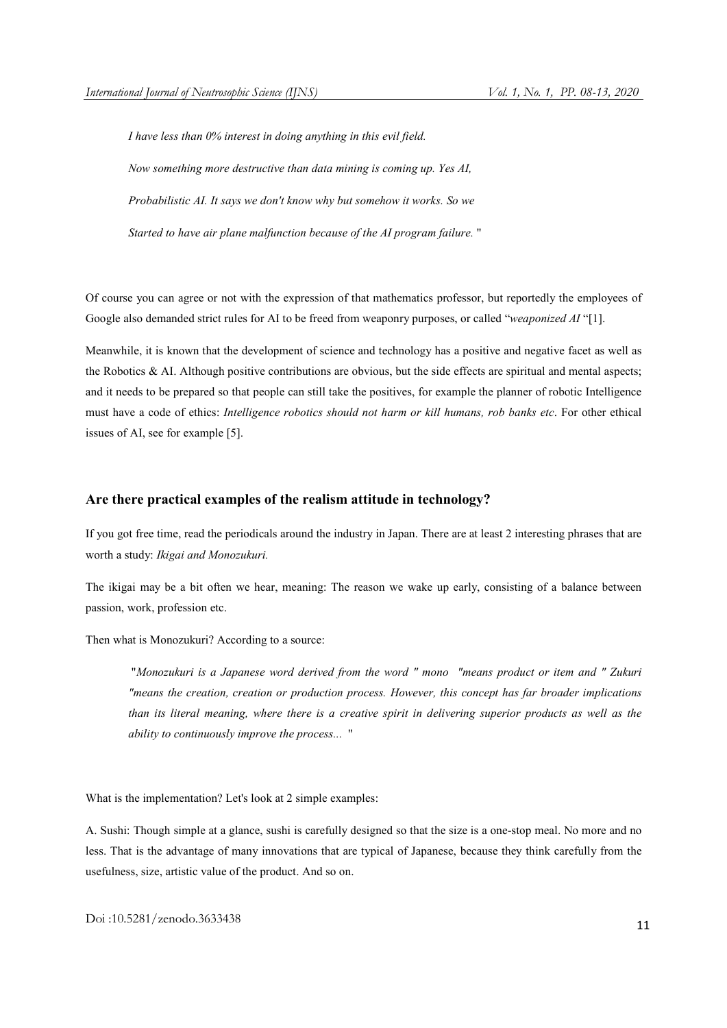*I have less than 0% interest in doing anything in this evil field.*

*Now something more destructive than data mining is coming up. Yes AI,*

*Probabilistic AI. It says we don't know why but somehow it works. So we*

*Started to have air plane malfunction because of the AI program failure.* "

Of course you can agree or not with the expression of that mathematics professor, but reportedly the employees of Google also demanded strict rules for AI to be freed from weaponry purposes, or called "*weaponized AI* "[1].

Meanwhile, it is known that the development of science and technology has a positive and negative facet as well as the Robotics & AI. Although positive contributions are obvious, but the side effects are spiritual and mental aspects; and it needs to be prepared so that people can still take the positives, for example the planner of robotic Intelligence must have a code of ethics: *Intelligence robotics should not harm or kill humans, rob banks etc*. For other ethical issues of AI, see for example [5].

## Are there practical examples of the realism attitude in technology?

If you got free time, read the periodicals around the industry in Japan. There are at least 2 interesting phrases that are worth a study: *Ikigai and Monozukuri.*

The ikigai may be a bit often we hear, meaning: The reason we wake up early, consisting of a balance between passion, work, profession etc.

Then what is Monozukuri? According to a source:

> "*Monozukuri is a Japanese word derived from the word " mono "means product or item and " Zukuri "means the creation, creation or production process. However, this concept has far broader implications than its literal meaning, where there is a creative spirit in delivering superior products as well as the ability to continuously improve the process...* "

What is the implementation? Let's look at 2 simple examples:

A. Sushi: Though simple at a glance, sushi is carefully designed so that the size is a one-stop meal. No more and no less. That is the advantage of many innovations that are typical of Japanese, because they think carefully from the usefulness, size, artistic value of the product. And so on.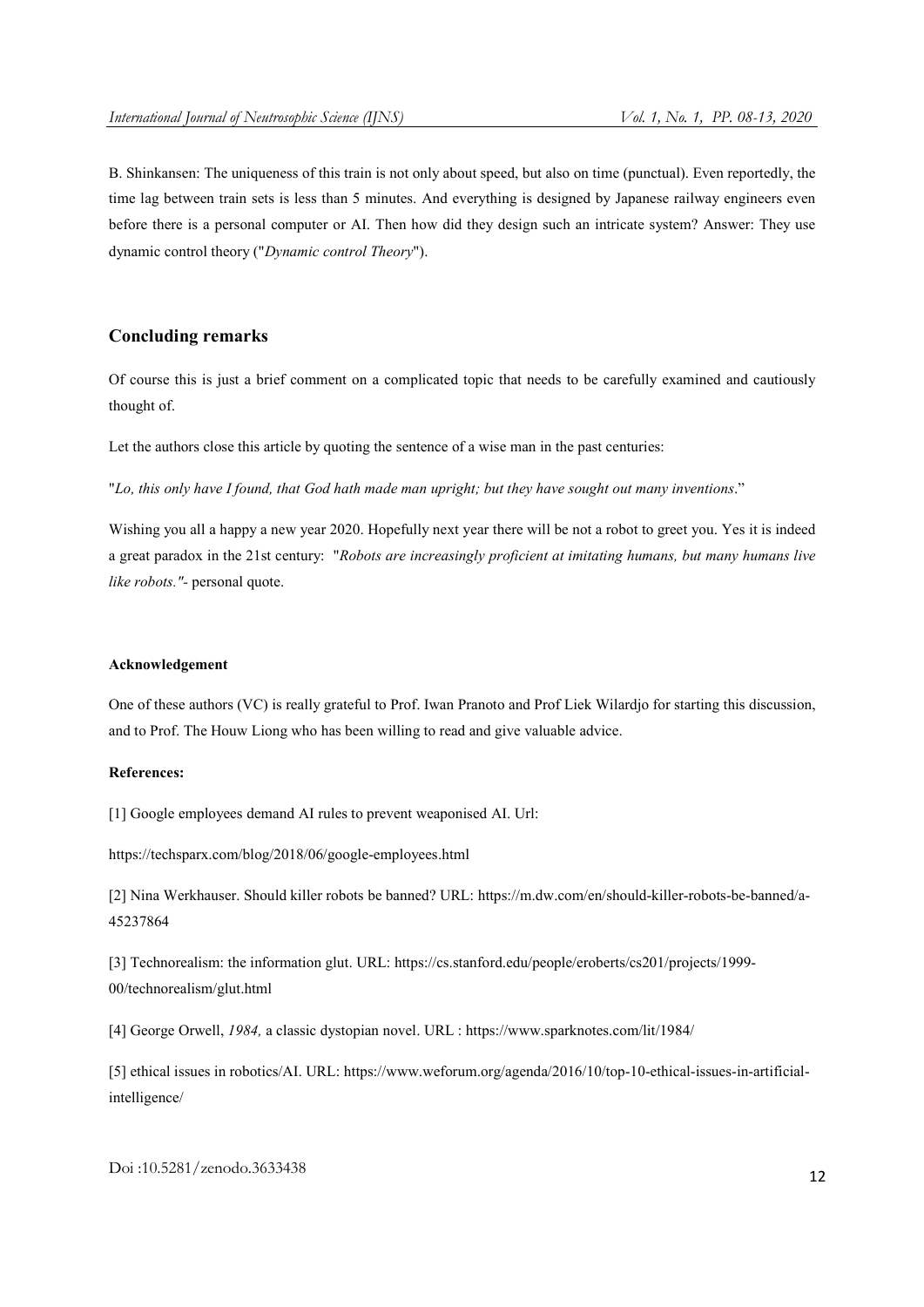B. Shinkansen: The uniqueness of this train is not only about speed, but also on time (punctual). Even reportedly, the time lag between train sets is less than 5 minutes. And everything is designed by Japanese railway engineers even before there is a personal computer or AI. Then how did they design such an intricate system? Answer: They use dynamic control theory ("*Dynamic control Theory*").

## Concluding remarks

Of course this is just a brief comment on a complicated topic that needs to be carefully examined and cautiously thought of.

Let the authors close this article by quoting the sentence of a wise man in the past centuries:

"*Lo, this only have I found, that God hath made man upright; but they have sought out many inventions*."

Wishing you all a happy a new year 2020. Hopefully next year there will be not a robot to greet you. Yes it is indeed a great paradox in the 21st century: "*Robots are increasingly proficient at imitating humans, but many humans live like robots."*- personal quote.

#### Acknowledgement

One of these authors (VC) is really grateful to Prof. Iwan Pranoto and Prof Liek Wilardjo for starting this discussion, and to Prof. The Houw Liong who has been willing to read and give valuable advice.

#### References:

[1] Google employees demand AI rules to prevent weaponised AI. Url:

https://techsparx.com/blog/2018/06/google-employees.html

[2] Nina Werkhauser. Should killer robots be banned? URL: https://m.dw.com/en/should-killer-robots-be-banned/a-45237864

[3] Technorealism: the information glut. URL: https://cs.stanford.edu/people/eroberts/cs201/projects/1999-00/technorealism/glut.html

[4] George Orwell, *1984,* a classic dystopian novel. URL : https://www.sparknotes.com/lit/1984/

[5] ethical issues in robotics/AI. URL: https://www.weforum.org/agenda/2016/10/top-10-ethical-issues-in-artificial-intelligence/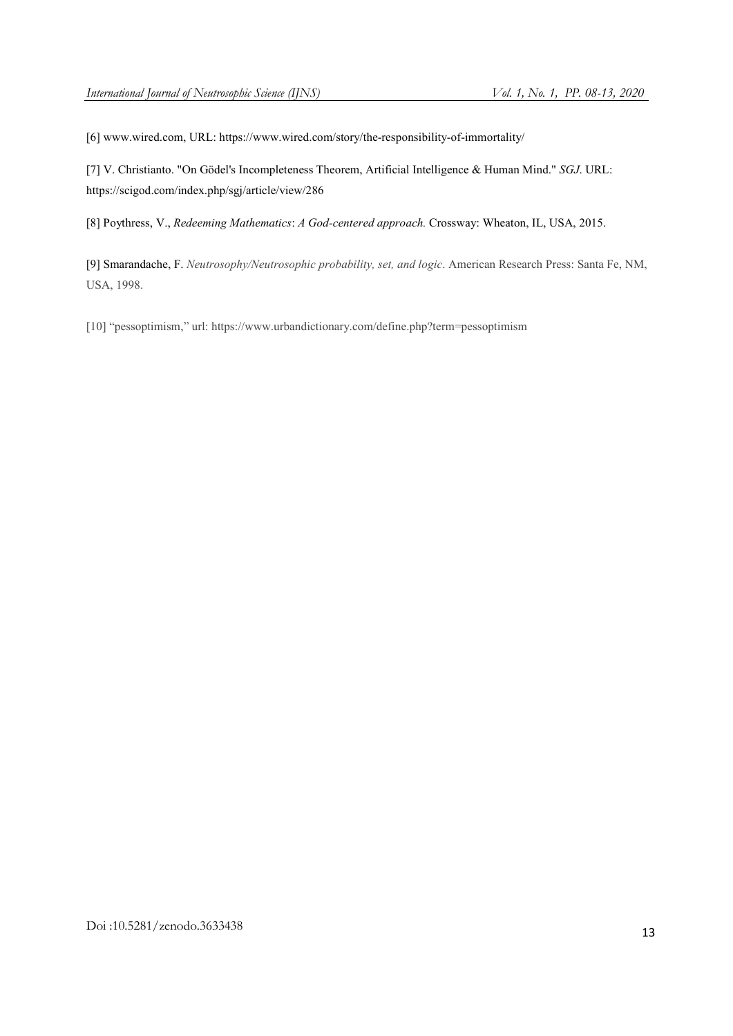[6] www.wired.com, URL: https://www.wired.com/story/the-responsibility-of-immortality/

[7] V. Christianto. "On Gödel's Incompleteness Theorem, Artificial Intelligence & Human Mind." *SGJ*. URL: https://scigod.com/index.php/sgj/article/view/286

[8] Poythress, V., *Redeeming Mathematics*: *A God-centered approach.* Crossway: Wheaton, IL, USA, 2015.

[9] Smarandache, F. *Neutrosophy/Neutrosophic probability, set, and logic*. American Research Press: Santa Fe, NM, USA, 1998.

[10] "pessoptimism," url: https://www.urbandictionary.com/define.php?term=pessoptimism

Doi :10.5281/zenodo.3633438